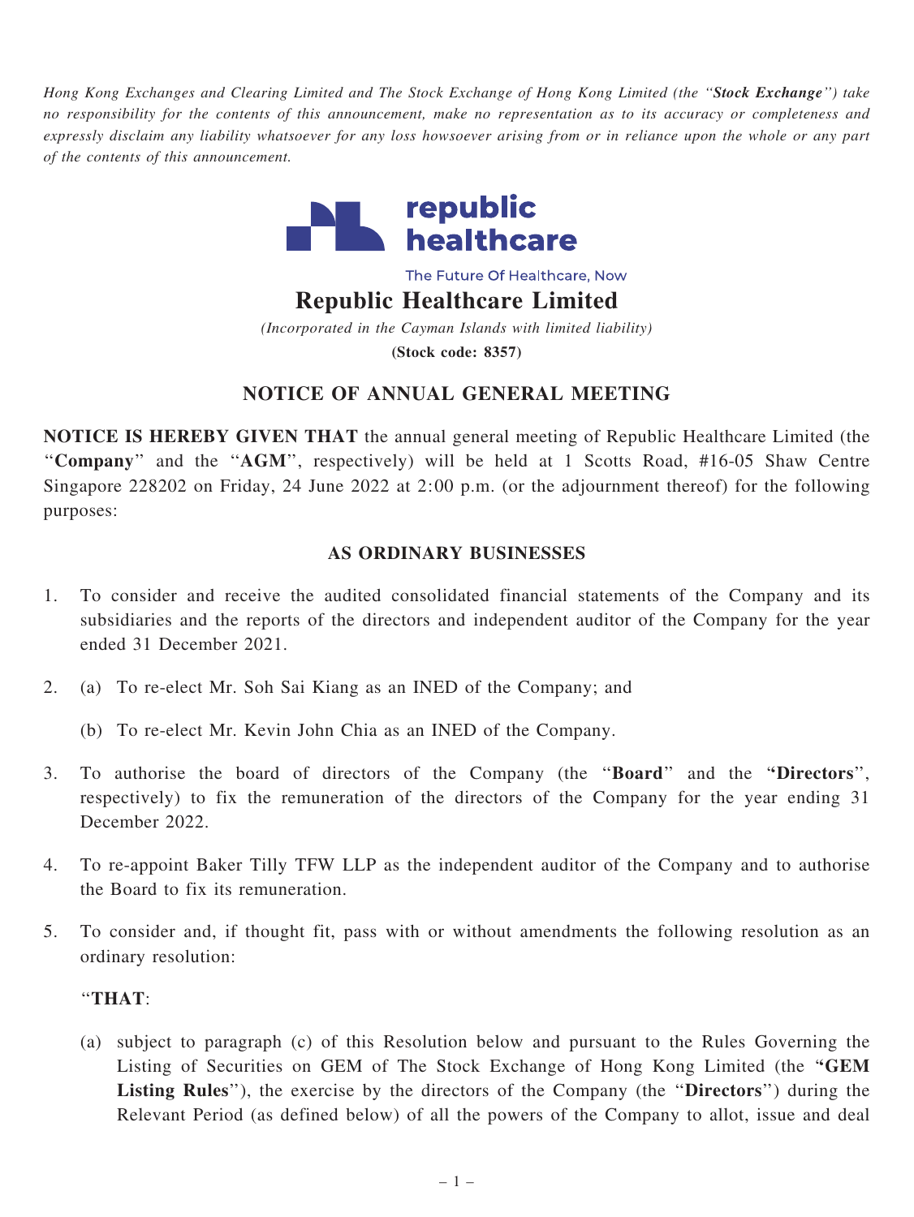*Hong Kong Exchanges and Clearing Limited and The Stock Exchange of Hong Kong Limited (the "**Stock Exchange**") take no responsibility for the contents of this announcement, make no representation as to its accuracy or completeness and expressly disclaim any liability whatsoever for any loss howsoever arising from or in reliance upon the whole or any part of the contents of this announcement.*

republic healthcare

The Future Of Healthcare, Now

# Republic Healthcare Limited

*(Incorporated in the Cayman Islands with limited liability)*

**(Stock code: 8357)**

## NOTICE OF ANNUAL GENERAL MEETING

**NOTICE IS HEREBY GIVEN THAT** the annual general meeting of Republic Healthcare Limited (the "**Company**" and the "**AGM**", respectively) will be held at 1 Scotts Road, #16-05 Shaw Centre Singapore 228202 on Friday, 24 June 2022 at 2:00 p.m. (or the adjournment thereof) for the following purposes:

### AS ORDINARY BUSINESSES

1. To consider and receive the audited consolidated financial statements of the Company and its subsidiaries and the reports of the directors and independent auditor of the Company for the year ended 31 December 2021.

2. (a) To re-elect Mr. Soh Sai Kiang as an INED of the Company; and

   (b) To re-elect Mr. Kevin John Chia as an INED of the Company.

3. To authorise the board of directors of the Company (the "**Board**" and the "**Directors**", respectively) to fix the remuneration of the directors of the Company for the year ending 31 December 2022.

4. To re-appoint Baker Tilly TFW LLP as the independent auditor of the Company and to authorise the Board to fix its remuneration.

5. To consider and, if thought fit, pass with or without amendments the following resolution as an ordinary resolution:

   "**THAT**:

   (a) subject to paragraph (c) of this Resolution below and pursuant to the Rules Governing the Listing of Securities on GEM of The Stock Exchange of Hong Kong Limited (the "**GEM Listing Rules**"), the exercise by the directors of the Company (the "**Directors**") during the Relevant Period (as defined below) of all the powers of the Company to allot, issue and deal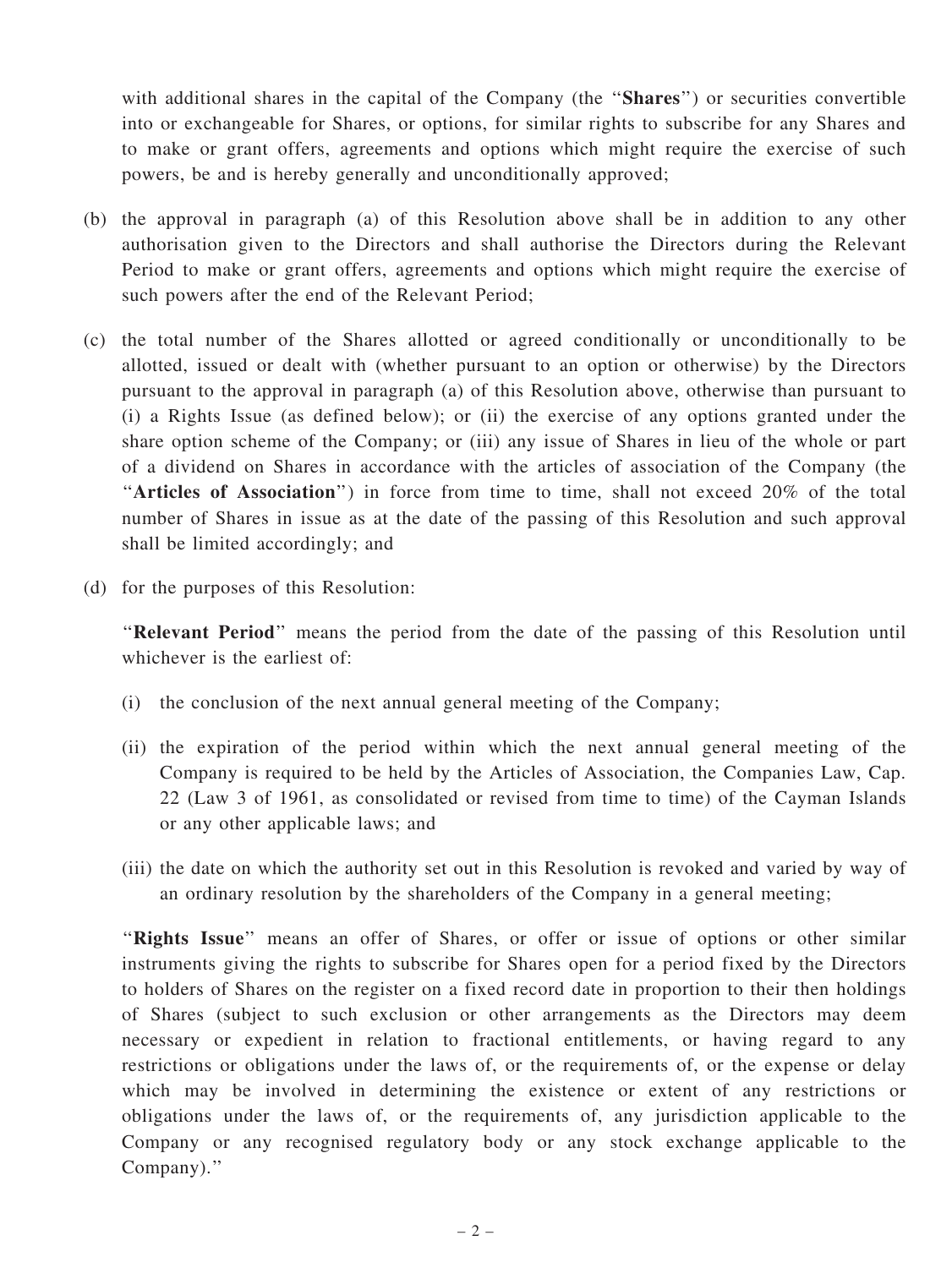with additional shares in the capital of the Company (the "**Shares**") or securities convertible into or exchangeable for Shares, or options, for similar rights to subscribe for any Shares and to make or grant offers, agreements and options which might require the exercise of such powers, be and is hereby generally and unconditionally approved;

(b) the approval in paragraph (a) of this Resolution above shall be in addition to any other authorisation given to the Directors and shall authorise the Directors during the Relevant Period to make or grant offers, agreements and options which might require the exercise of such powers after the end of the Relevant Period;

(c) the total number of the Shares allotted or agreed conditionally or unconditionally to be allotted, issued or dealt with (whether pursuant to an option or otherwise) by the Directors pursuant to the approval in paragraph (a) of this Resolution above, otherwise than pursuant to (i) a Rights Issue (as defined below); or (ii) the exercise of any options granted under the share option scheme of the Company; or (iii) any issue of Shares in lieu of the whole or part of a dividend on Shares in accordance with the articles of association of the Company (the "**Articles of Association**") in force from time to time, shall not exceed 20% of the total number of Shares in issue as at the date of the passing of this Resolution and such approval shall be limited accordingly; and

(d) for the purposes of this Resolution:

"**Relevant Period**" means the period from the date of the passing of this Resolution until whichever is the earliest of:

(i) the conclusion of the next annual general meeting of the Company;

(ii) the expiration of the period within which the next annual general meeting of the Company is required to be held by the Articles of Association, the Companies Law, Cap. 22 (Law 3 of 1961, as consolidated or revised from time to time) of the Cayman Islands or any other applicable laws; and

(iii) the date on which the authority set out in this Resolution is revoked and varied by way of an ordinary resolution by the shareholders of the Company in a general meeting;

"**Rights Issue**" means an offer of Shares, or offer or issue of options or other similar instruments giving the rights to subscribe for Shares open for a period fixed by the Directors to holders of Shares on the register on a fixed record date in proportion to their then holdings of Shares (subject to such exclusion or other arrangements as the Directors may deem necessary or expedient in relation to fractional entitlements, or having regard to any restrictions or obligations under the laws of, or the requirements of, or the expense or delay which may be involved in determining the existence or extent of any restrictions or obligations under the laws of, or the requirements of, any jurisdiction applicable to the Company or any recognised regulatory body or any stock exchange applicable to the Company)."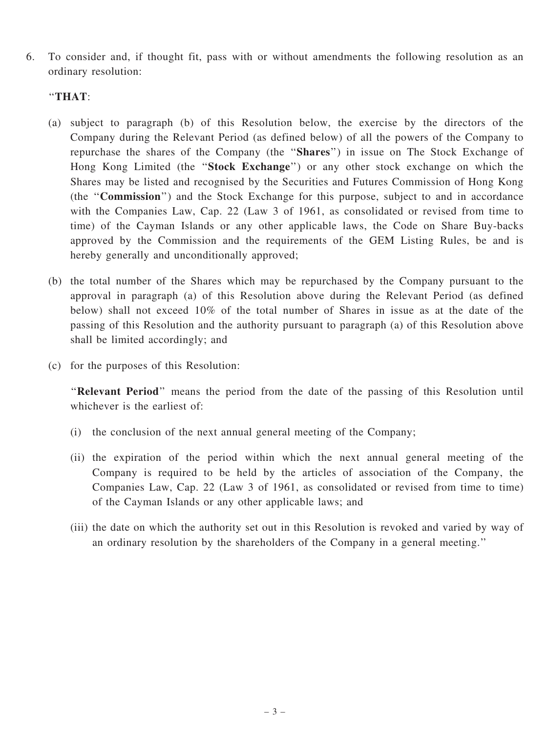6. To consider and, if thought fit, pass with or without amendments the following resolution as an ordinary resolution:

   "**THAT**:

   (a) subject to paragraph (b) of this Resolution below, the exercise by the directors of the Company during the Relevant Period (as defined below) of all the powers of the Company to repurchase the shares of the Company (the "**Shares**") in issue on The Stock Exchange of Hong Kong Limited (the "**Stock Exchange**") or any other stock exchange on which the Shares may be listed and recognised by the Securities and Futures Commission of Hong Kong (the "**Commission**") and the Stock Exchange for this purpose, subject to and in accordance with the Companies Law, Cap. 22 (Law 3 of 1961, as consolidated or revised from time to time) of the Cayman Islands or any other applicable laws, the Code on Share Buy-backs approved by the Commission and the requirements of the GEM Listing Rules, be and is hereby generally and unconditionally approved;

   (b) the total number of the Shares which may be repurchased by the Company pursuant to the approval in paragraph (a) of this Resolution above during the Relevant Period (as defined below) shall not exceed 10% of the total number of Shares in issue as at the date of the passing of this Resolution and the authority pursuant to paragraph (a) of this Resolution above shall be limited accordingly; and

   (c) for the purposes of this Resolution:

   "**Relevant Period**" means the period from the date of the passing of this Resolution until whichever is the earliest of:

   (i) the conclusion of the next annual general meeting of the Company;

   (ii) the expiration of the period within which the next annual general meeting of the Company is required to be held by the articles of association of the Company, the Companies Law, Cap. 22 (Law 3 of 1961, as consolidated or revised from time to time) of the Cayman Islands or any other applicable laws; and

   (iii) the date on which the authority set out in this Resolution is revoked and varied by way of an ordinary resolution by the shareholders of the Company in a general meeting."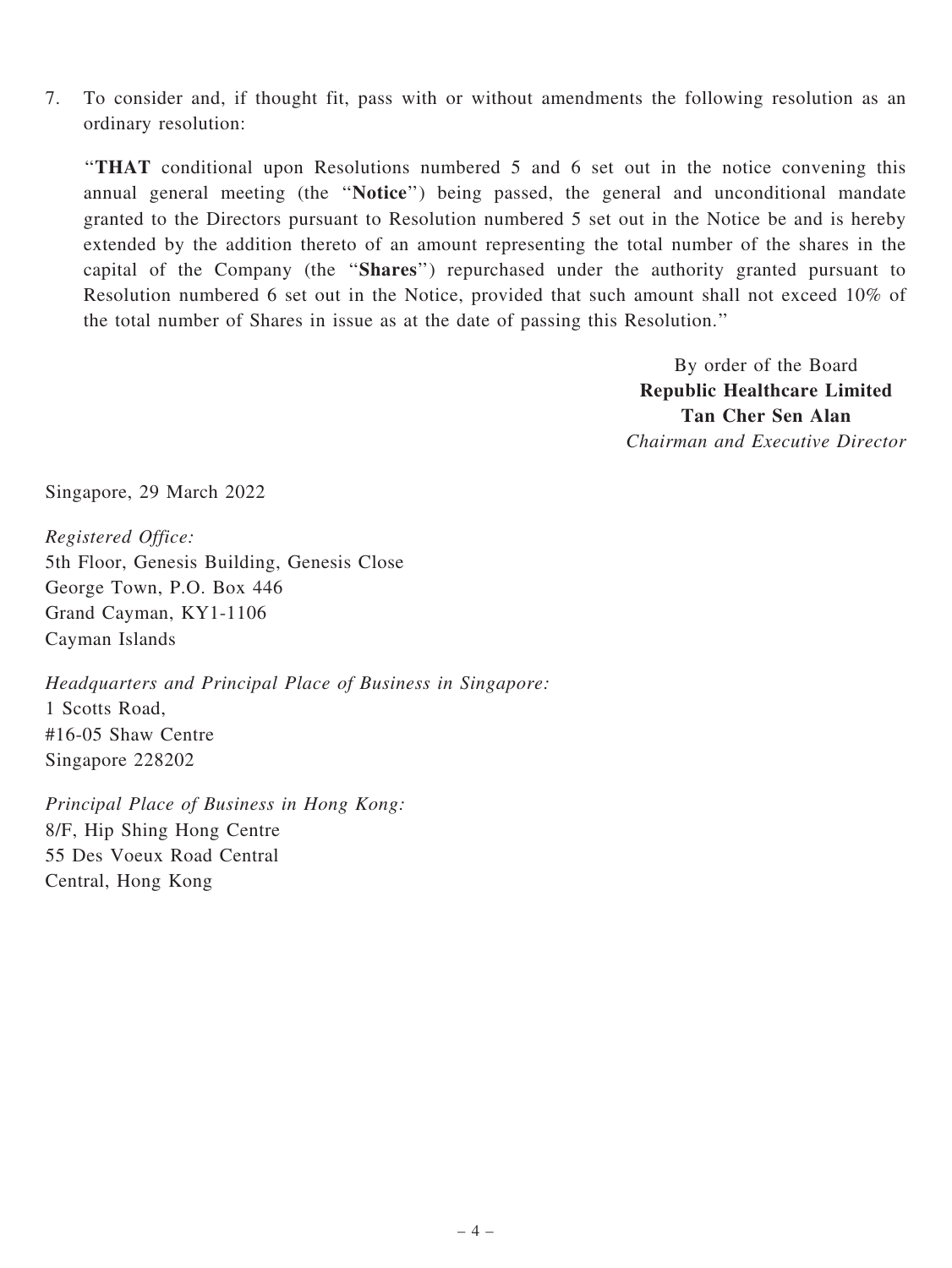7. To consider and, if thought fit, pass with or without amendments the following resolution as an ordinary resolution:

   "**THAT** conditional upon Resolutions numbered 5 and 6 set out in the notice convening this annual general meeting (the "**Notice**") being passed, the general and unconditional mandate granted to the Directors pursuant to Resolution numbered 5 set out in the Notice be and is hereby extended by the addition thereto of an amount representing the total number of the shares in the capital of the Company (the "**Shares**") repurchased under the authority granted pursuant to Resolution numbered 6 set out in the Notice, provided that such amount shall not exceed 10% of the total number of Shares in issue as at the date of passing this Resolution."

By order of the Board
**Republic Healthcare Limited**
**Tan Cher Sen Alan**
*Chairman and Executive Director*

Singapore, 29 March 2022

*Registered Office:*
5th Floor, Genesis Building, Genesis Close
George Town, P.O. Box 446
Grand Cayman, KY1-1106
Cayman Islands

*Headquarters and Principal Place of Business in Singapore:*
1 Scotts Road,
#16-05 Shaw Centre
Singapore 228202

*Principal Place of Business in Hong Kong:*
8/F, Hip Shing Hong Centre
55 Des Voeux Road Central
Central, Hong Kong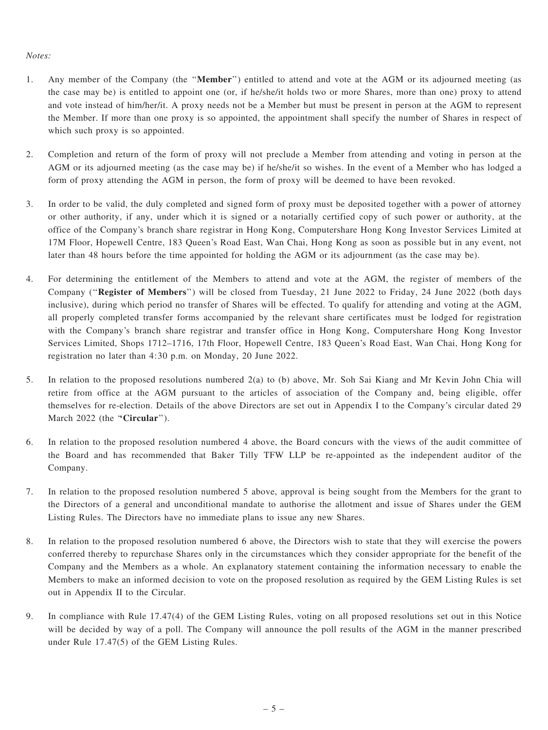*Notes:*

1. Any member of the Company (the "**Member**") entitled to attend and vote at the AGM or its adjourned meeting (as the case may be) is entitled to appoint one (or, if he/she/it holds two or more Shares, more than one) proxy to attend and vote instead of him/her/it. A proxy needs not be a Member but must be present in person at the AGM to represent the Member. If more than one proxy is so appointed, the appointment shall specify the number of Shares in respect of which such proxy is so appointed.

2. Completion and return of the form of proxy will not preclude a Member from attending and voting in person at the AGM or its adjourned meeting (as the case may be) if he/she/it so wishes. In the event of a Member who has lodged a form of proxy attending the AGM in person, the form of proxy will be deemed to have been revoked.

3. In order to be valid, the duly completed and signed form of proxy must be deposited together with a power of attorney or other authority, if any, under which it is signed or a notarially certified copy of such power or authority, at the office of the Company's branch share registrar in Hong Kong, Computershare Hong Kong Investor Services Limited at 17M Floor, Hopewell Centre, 183 Queen's Road East, Wan Chai, Hong Kong as soon as possible but in any event, not later than 48 hours before the time appointed for holding the AGM or its adjournment (as the case may be).

4. For determining the entitlement of the Members to attend and vote at the AGM, the register of members of the Company ("**Register of Members**") will be closed from Tuesday, 21 June 2022 to Friday, 24 June 2022 (both days inclusive), during which period no transfer of Shares will be effected. To qualify for attending and voting at the AGM, all properly completed transfer forms accompanied by the relevant share certificates must be lodged for registration with the Company's branch share registrar and transfer office in Hong Kong, Computershare Hong Kong Investor Services Limited, Shops 1712–1716, 17th Floor, Hopewell Centre, 183 Queen's Road East, Wan Chai, Hong Kong for registration no later than 4:30 p.m. on Monday, 20 June 2022.

5. In relation to the proposed resolutions numbered 2(a) to (b) above, Mr. Soh Sai Kiang and Mr Kevin John Chia will retire from office at the AGM pursuant to the articles of association of the Company and, being eligible, offer themselves for re-election. Details of the above Directors are set out in Appendix I to the Company's circular dated 29 March 2022 (the "**Circular**").

6. In relation to the proposed resolution numbered 4 above, the Board concurs with the views of the audit committee of the Board and has recommended that Baker Tilly TFW LLP be re-appointed as the independent auditor of the Company.

7. In relation to the proposed resolution numbered 5 above, approval is being sought from the Members for the grant to the Directors of a general and unconditional mandate to authorise the allotment and issue of Shares under the GEM Listing Rules. The Directors have no immediate plans to issue any new Shares.

8. In relation to the proposed resolution numbered 6 above, the Directors wish to state that they will exercise the powers conferred thereby to repurchase Shares only in the circumstances which they consider appropriate for the benefit of the Company and the Members as a whole. An explanatory statement containing the information necessary to enable the Members to make an informed decision to vote on the proposed resolution as required by the GEM Listing Rules is set out in Appendix II to the Circular.

9. In compliance with Rule 17.47(4) of the GEM Listing Rules, voting on all proposed resolutions set out in this Notice will be decided by way of a poll. The Company will announce the poll results of the AGM in the manner prescribed under Rule 17.47(5) of the GEM Listing Rules.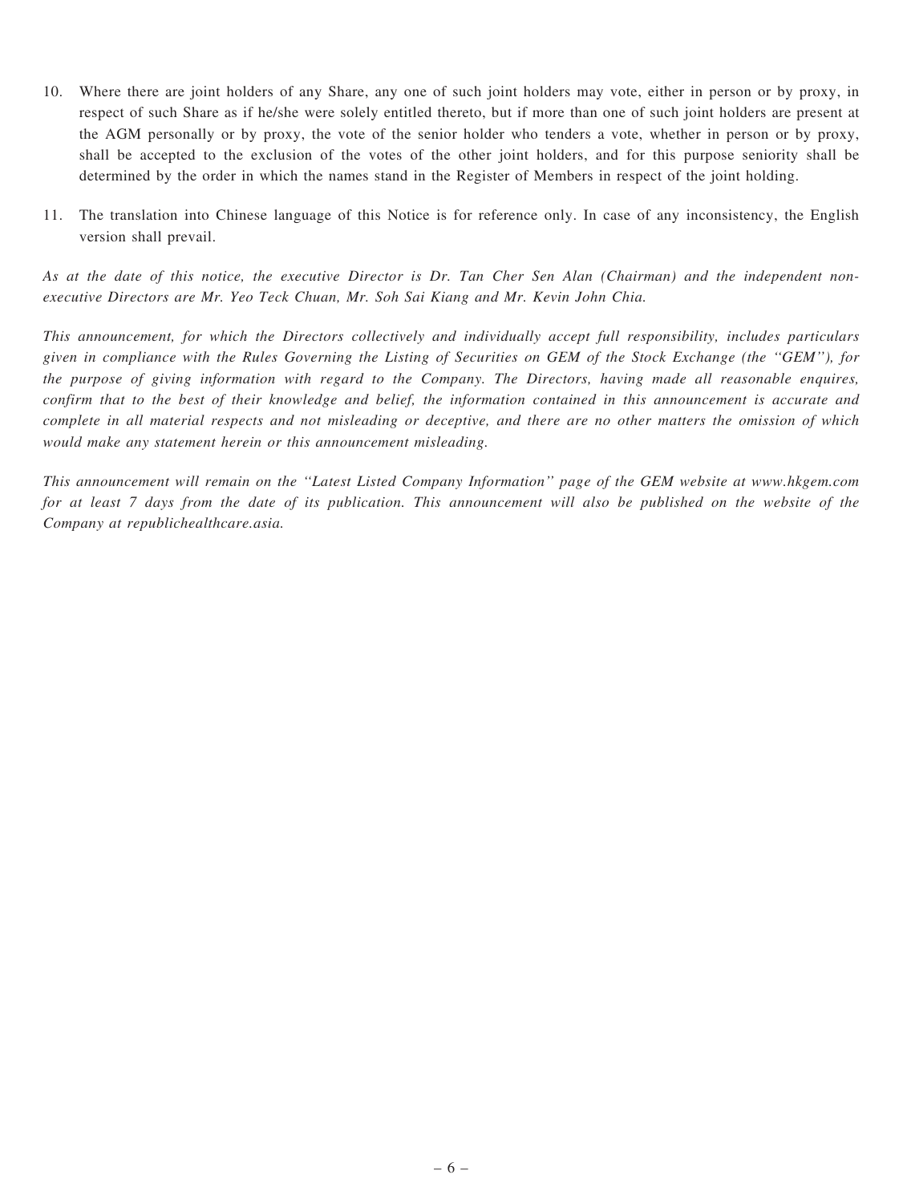10. Where there are joint holders of any Share, any one of such joint holders may vote, either in person or by proxy, in respect of such Share as if he/she were solely entitled thereto, but if more than one of such joint holders are present at the AGM personally or by proxy, the vote of the senior holder who tenders a vote, whether in person or by proxy, shall be accepted to the exclusion of the votes of the other joint holders, and for this purpose seniority shall be determined by the order in which the names stand in the Register of Members in respect of the joint holding.

11. The translation into Chinese language of this Notice is for reference only. In case of any inconsistency, the English version shall prevail.

*As at the date of this notice, the executive Director is Dr. Tan Cher Sen Alan (Chairman) and the independent non-executive Directors are Mr. Yeo Teck Chuan, Mr. Soh Sai Kiang and Mr. Kevin John Chia.*

*This announcement, for which the Directors collectively and individually accept full responsibility, includes particulars given in compliance with the Rules Governing the Listing of Securities on GEM of the Stock Exchange (the "GEM"), for the purpose of giving information with regard to the Company. The Directors, having made all reasonable enquires, confirm that to the best of their knowledge and belief, the information contained in this announcement is accurate and complete in all material respects and not misleading or deceptive, and there are no other matters the omission of which would make any statement herein or this announcement misleading.*

*This announcement will remain on the "Latest Listed Company Information" page of the GEM website at www.hkgem.com for at least 7 days from the date of its publication. This announcement will also be published on the website of the Company at republichealthcare.asia.*